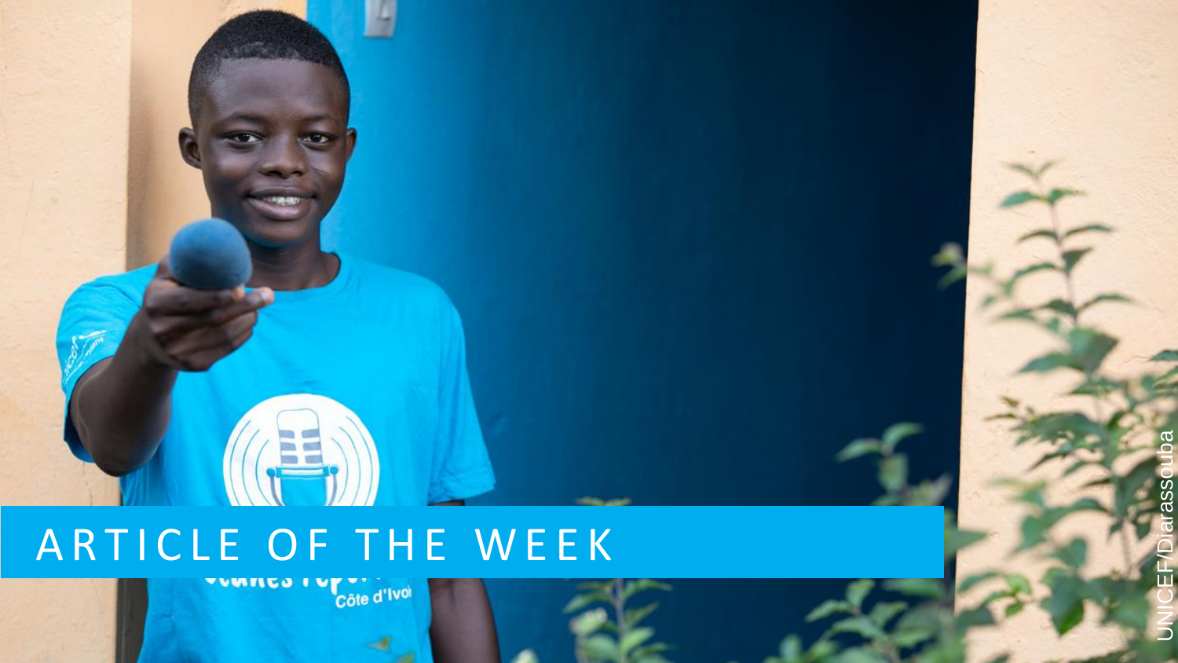# ARTICLE OF THE WEEK

UNICEF/Diarassouba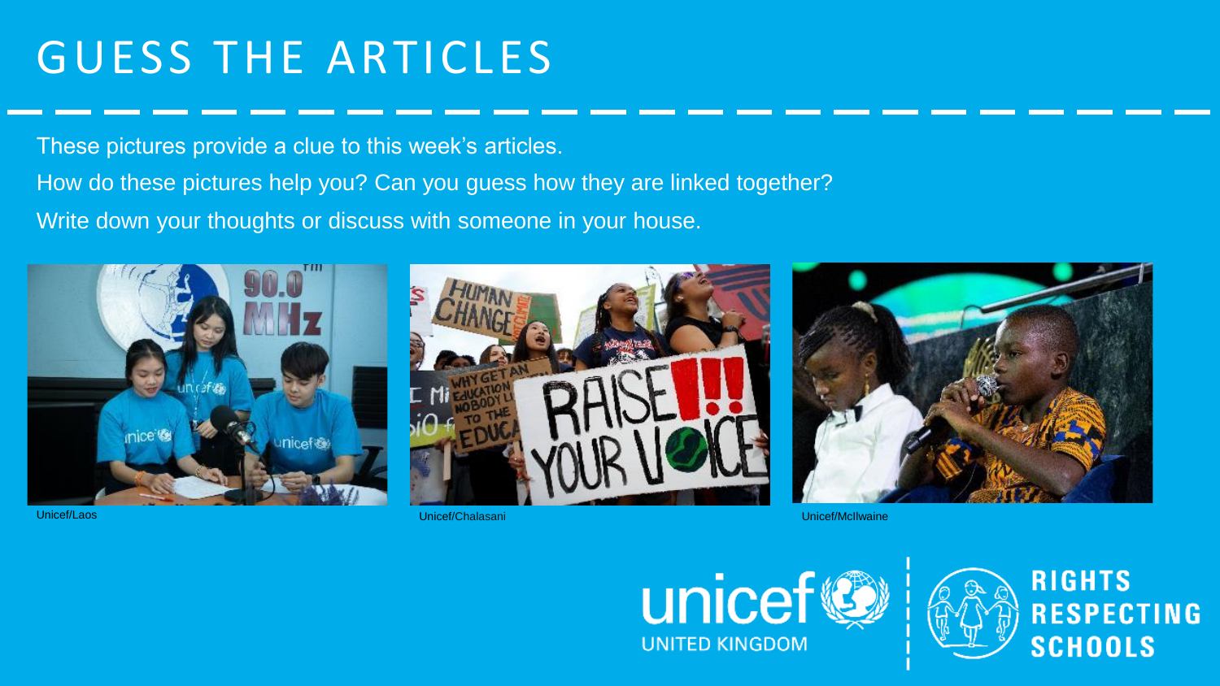# GUESS THE ARTICLES

These pictures provide a clue to this week's articles.

How do these pictures help you? Can you guess how they are linked together?

Write down your thoughts or discuss with someone in your house.

Unicef/Laos

Unicef/Chalasani

Unicef/McIlwaine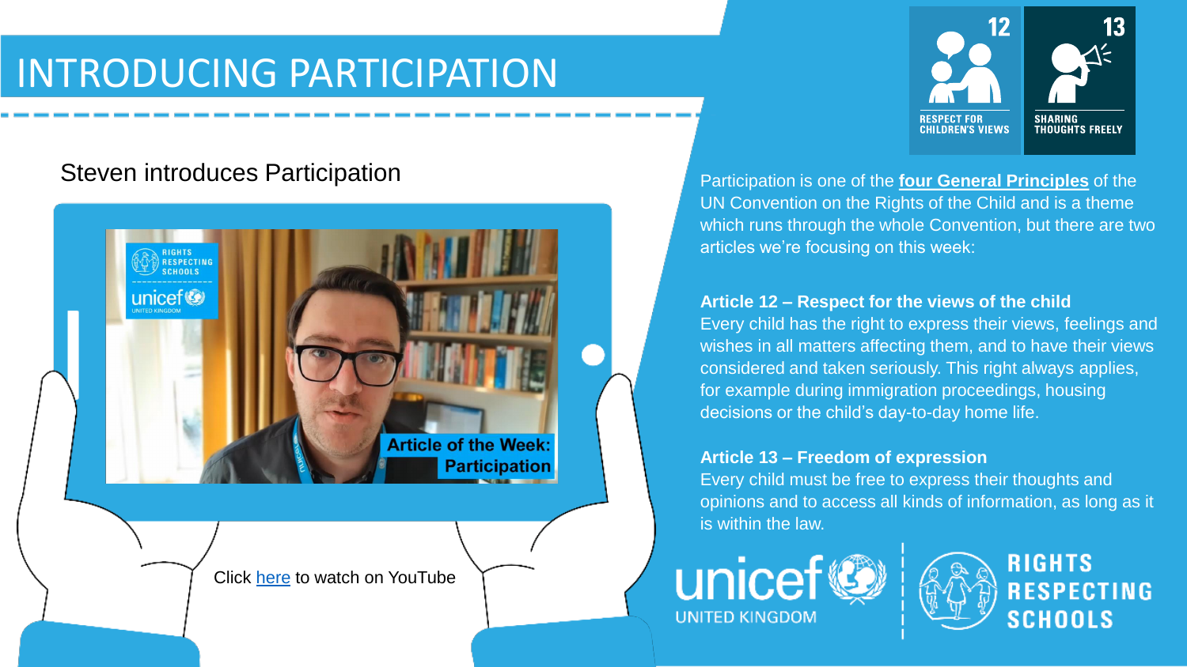# INTRODUCING PARTICIPATION

Steven introduces Participation

Click here to watch on YouTube

Participation is one of the **four General Principles** of the UN Convention on the Rights of the Child and is a theme which runs through the whole Convention, but there are two articles we're focusing on this week:

**Article 12 – Respect for the views of the child**
Every child has the right to express their views, feelings and wishes in all matters affecting them, and to have their views considered and taken seriously. This right always applies, for example during immigration proceedings, housing decisions or the child's day-to-day home life.

**Article 13 – Freedom of expression**
Every child must be free to express their thoughts and opinions and to access all kinds of information, as long as it is within the law.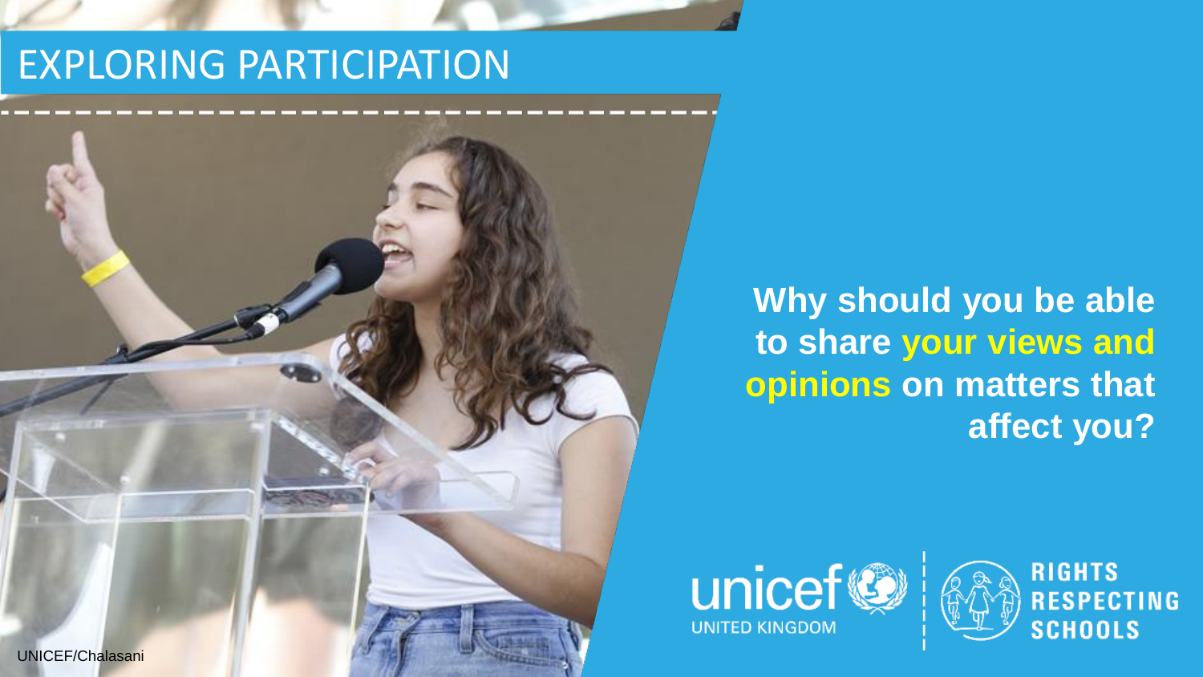# EXPLORING PARTICIPATION

**Why should you be able to share your views and opinions on matters that affect you?**

UNICEF/Chalasani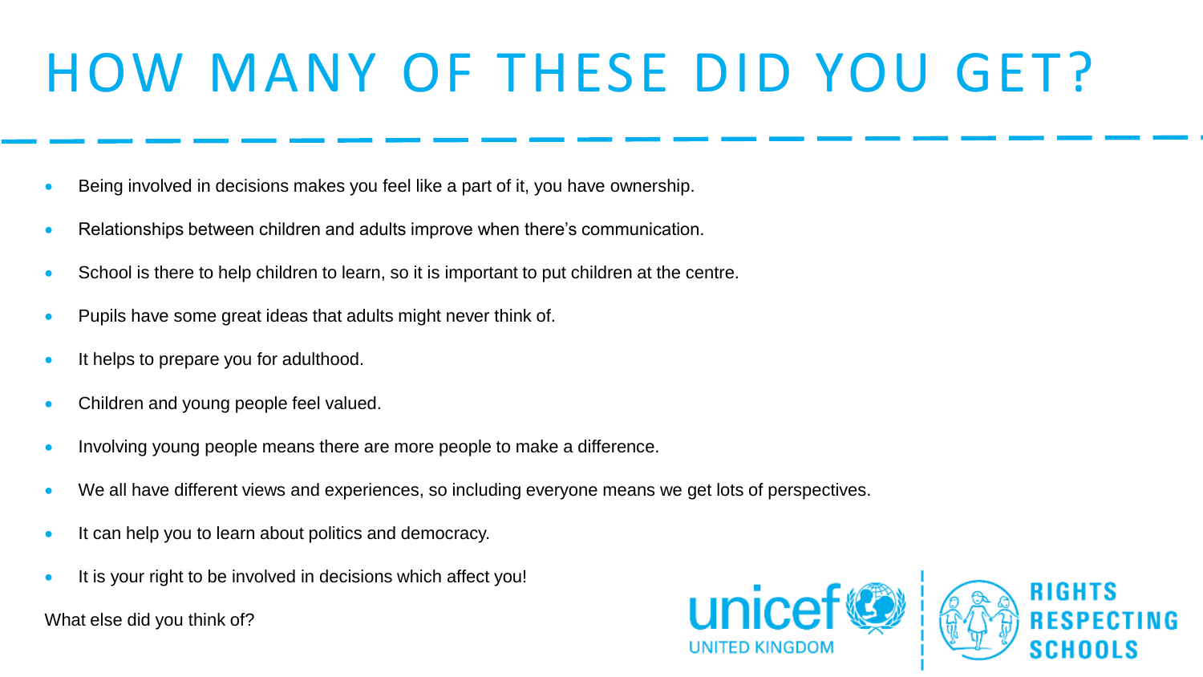# HOW MANY OF THESE DID YOU GET?

- Being involved in decisions makes you feel like a part of it, you have ownership.
- Relationships between children and adults improve when there's communication.
- School is there to help children to learn, so it is important to put children at the centre.
- Pupils have some great ideas that adults might never think of.
- It helps to prepare you for adulthood.
- Children and young people feel valued.
- Involving young people means there are more people to make a difference.
- We all have different views and experiences, so including everyone means we get lots of perspectives.
- It can help you to learn about politics and democracy.
- It is your right to be involved in decisions which affect you!

What else did you think of?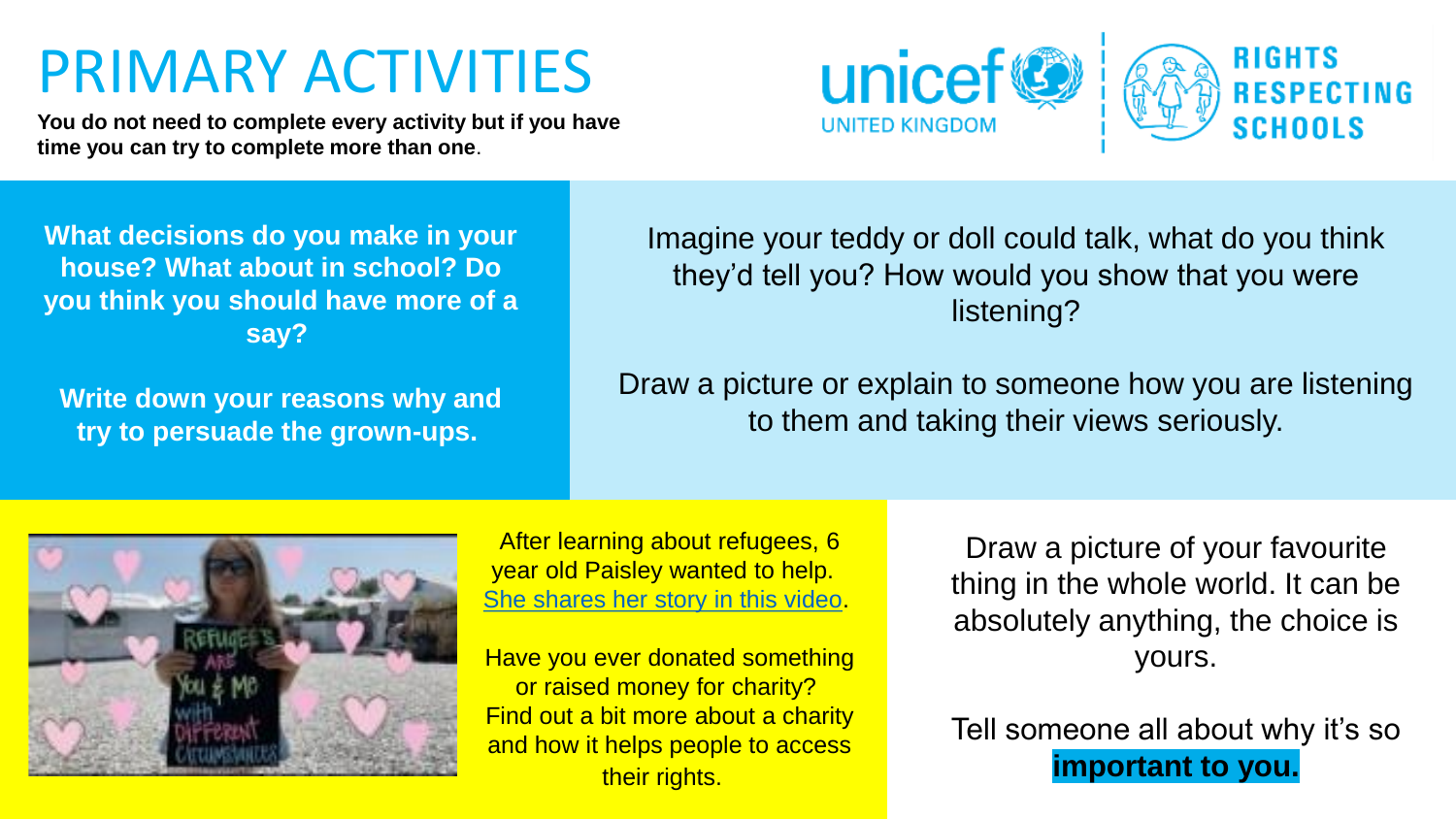# PRIMARY ACTIVITIES

**You do not need to complete every activity but if you have time you can try to complete more than one**.

unicef UNITED KINGDOM | RIGHTS RESPECTING SCHOOLS

**What decisions do you make in your house? What about in school? Do you think you should have more of a say?**

**Write down your reasons why and try to persuade the grown-ups.**

Imagine your teddy or doll could talk, what do you think they'd tell you? How would you show that you were listening?

Draw a picture or explain to someone how you are listening to them and taking their views seriously.

After learning about refugees, 6 year old Paisley wanted to help. [She shares her story in this video].

Have you ever donated something or raised money for charity? Find out a bit more about a charity and how it helps people to access their rights.

Draw a picture of your favourite thing in the whole world. It can be absolutely anything, the choice is yours.

Tell someone all about why it's so **important to you.**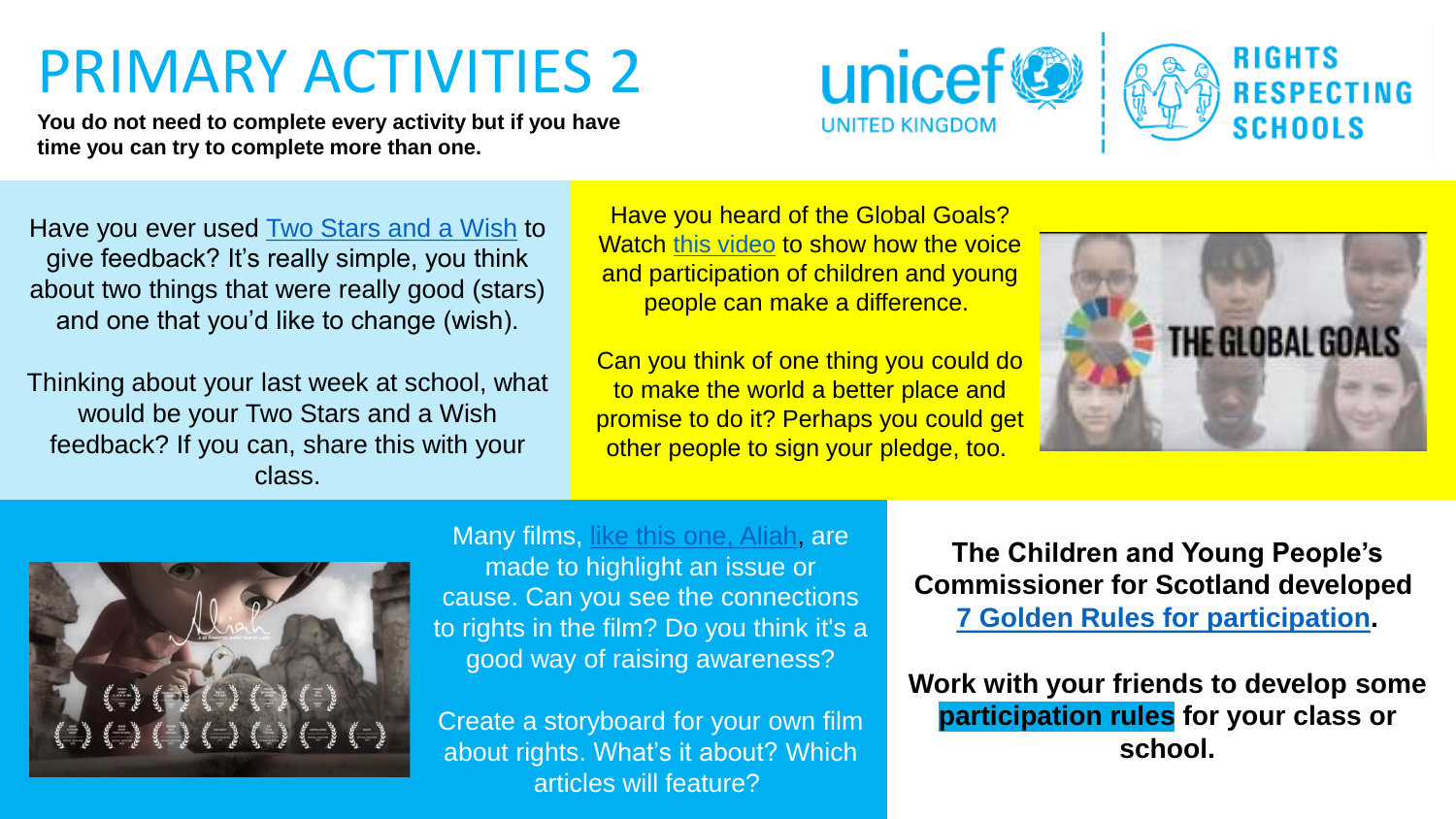# PRIMARY ACTIVITIES 2

**You do not need to complete every activity but if you have time you can try to complete more than one.**

UNICEF UNITED KINGDOM | RIGHTS RESPECTING SCHOOLS

Have you ever used Two Stars and a Wish to give feedback? It's really simple, you think about two things that were really good (stars) and one that you'd like to change (wish).

Thinking about your last week at school, what would be your Two Stars and a Wish feedback? If you can, share this with your class.

Have you heard of the Global Goals? Watch this video to show how the voice and participation of children and young people can make a difference.

Can you think of one thing you could do to make the world a better place and promise to do it? Perhaps you could get other people to sign your pledge, too.

Many films, like this one, Aliah, are made to highlight an issue or cause. Can you see the connections to rights in the film? Do you think it's a good way of raising awareness?

Create a storyboard for your own film about rights. What's it about? Which articles will feature?

**The Children and Young People's Commissioner for Scotland developed 7 Golden Rules for participation.**

**Work with your friends to develop some participation rules for your class or school.**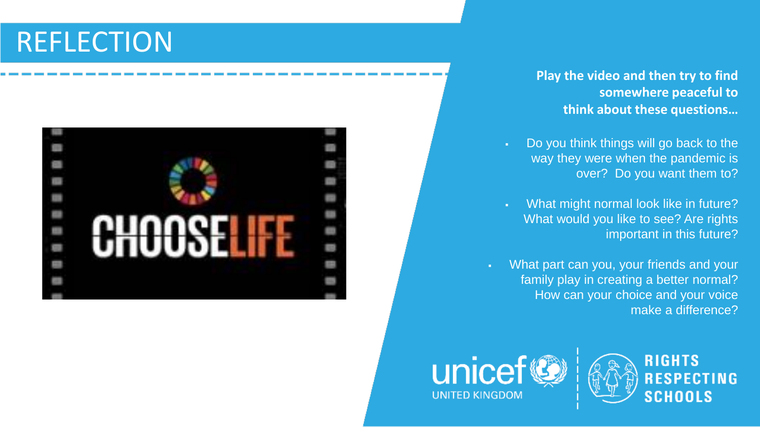# REFLECTION

**Play the video and then try to find somewhere peaceful to think about these questions…**

- Do you think things will go back to the way they were when the pandemic is over? Do you want them to?
- What might normal look like in future? What would you like to see? Are rights important in this future?
- What part can you, your friends and your family play in creating a better normal? How can your choice and your voice make a difference?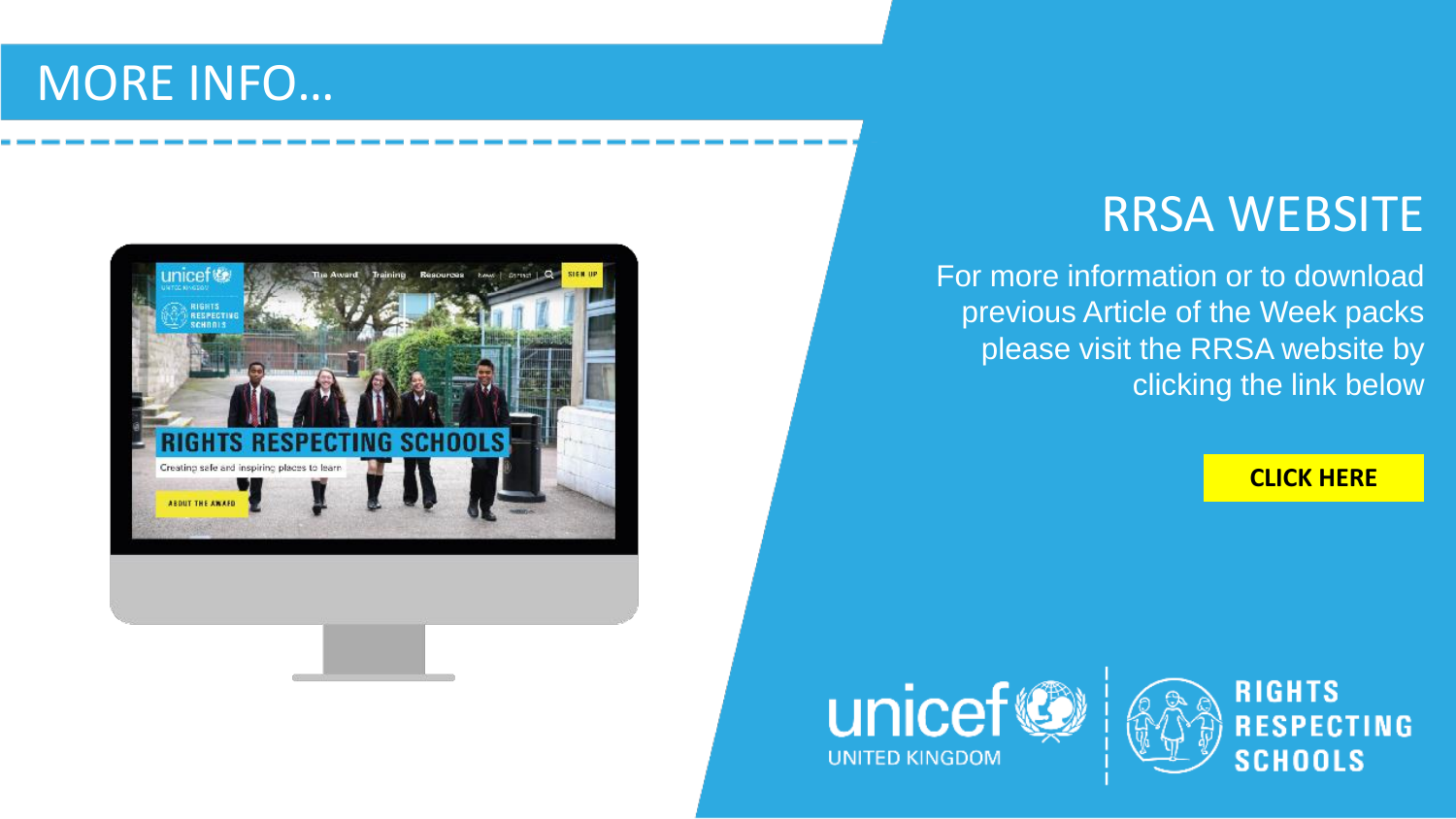# MORE INFO…

## RRSA WEBSITE

For more information or to download previous Article of the Week packs please visit the RRSA website by clicking the link below

**CLICK HERE**

unicef UNITED KINGDOM | RIGHTS RESPECTING SCHOOLS